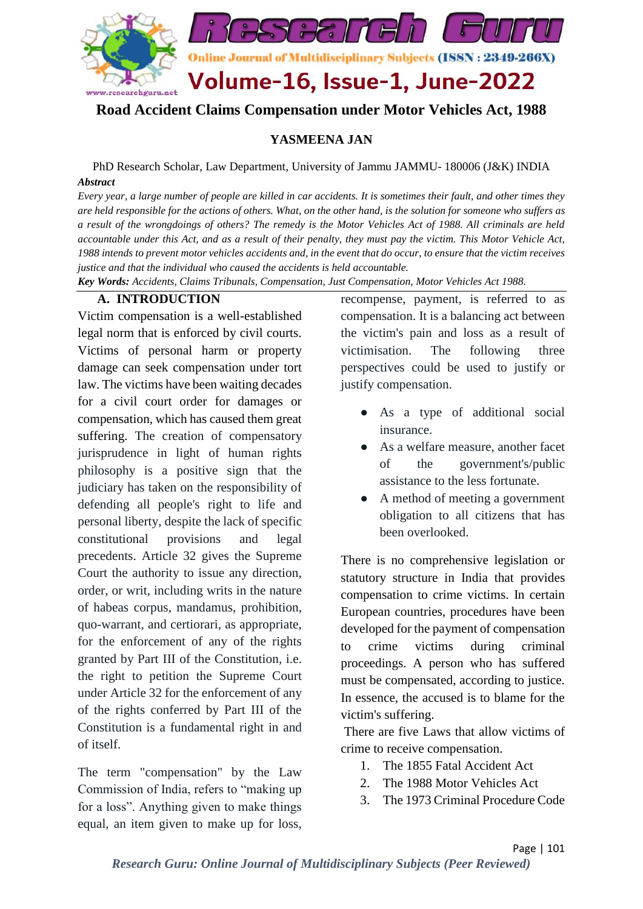# Road Accident Claims Compensation under Motor Vehicles Act, 1988

**YASMEENA JAN**

PhD Research Scholar, Law Department, University of Jammu JAMMU- 180006 (J&K) INDIA

***Abstract***

*Every year, a large number of people are killed in car accidents. It is sometimes their fault, and other times they are held responsible for the actions of others. What, on the other hand, is the solution for someone who suffers as a result of the wrongdoings of others? The remedy is the Motor Vehicles Act of 1988. All criminals are held accountable under this Act, and as a result of their penalty, they must pay the victim. This Motor Vehicle Act, 1988 intends to prevent motor vehicles accidents and, in the event that do occur, to ensure that the victim receives justice and that the individual who caused the accidents is held accountable.*

***Key Words:*** *Accidents, Claims Tribunals, Compensation, Just Compensation, Motor Vehicles Act 1988.*

## A. INTRODUCTION

Victim compensation is a well-established legal norm that is enforced by civil courts. Victims of personal harm or property damage can seek compensation under tort law. The victims have been waiting decades for a civil court order for damages or compensation, which has caused them great suffering. The creation of compensatory jurisprudence in light of human rights philosophy is a positive sign that the judiciary has taken on the responsibility of defending all people's right to life and personal liberty, despite the lack of specific constitutional provisions and legal precedents. Article 32 gives the Supreme Court the authority to issue any direction, order, or writ, including writs in the nature of habeas corpus, mandamus, prohibition, quo-warrant, and certiorari, as appropriate, for the enforcement of any of the rights granted by Part III of the Constitution, i.e. the right to petition the Supreme Court under Article 32 for the enforcement of any of the rights conferred by Part III of the Constitution is a fundamental right in and of itself.

The term "compensation" by the Law Commission of India, refers to "making up for a loss". Anything given to make things equal, an item given to make up for loss, recompense, payment, is referred to as compensation. It is a balancing act between the victim's pain and loss as a result of victimisation. The following three perspectives could be used to justify or justify compensation.

- As a type of additional social insurance.
- As a welfare measure, another facet of the government's/public assistance to the less fortunate.
- A method of meeting a government obligation to all citizens that has been overlooked.

There is no comprehensive legislation or statutory structure in India that provides compensation to crime victims. In certain European countries, procedures have been developed for the payment of compensation to crime victims during criminal proceedings. A person who has suffered must be compensated, according to justice. In essence, the accused is to blame for the victim's suffering.

There are five Laws that allow victims of crime to receive compensation.

1. The 1855 Fatal Accident Act
2. The 1988 Motor Vehicles Act
3. The 1973 Criminal Procedure Code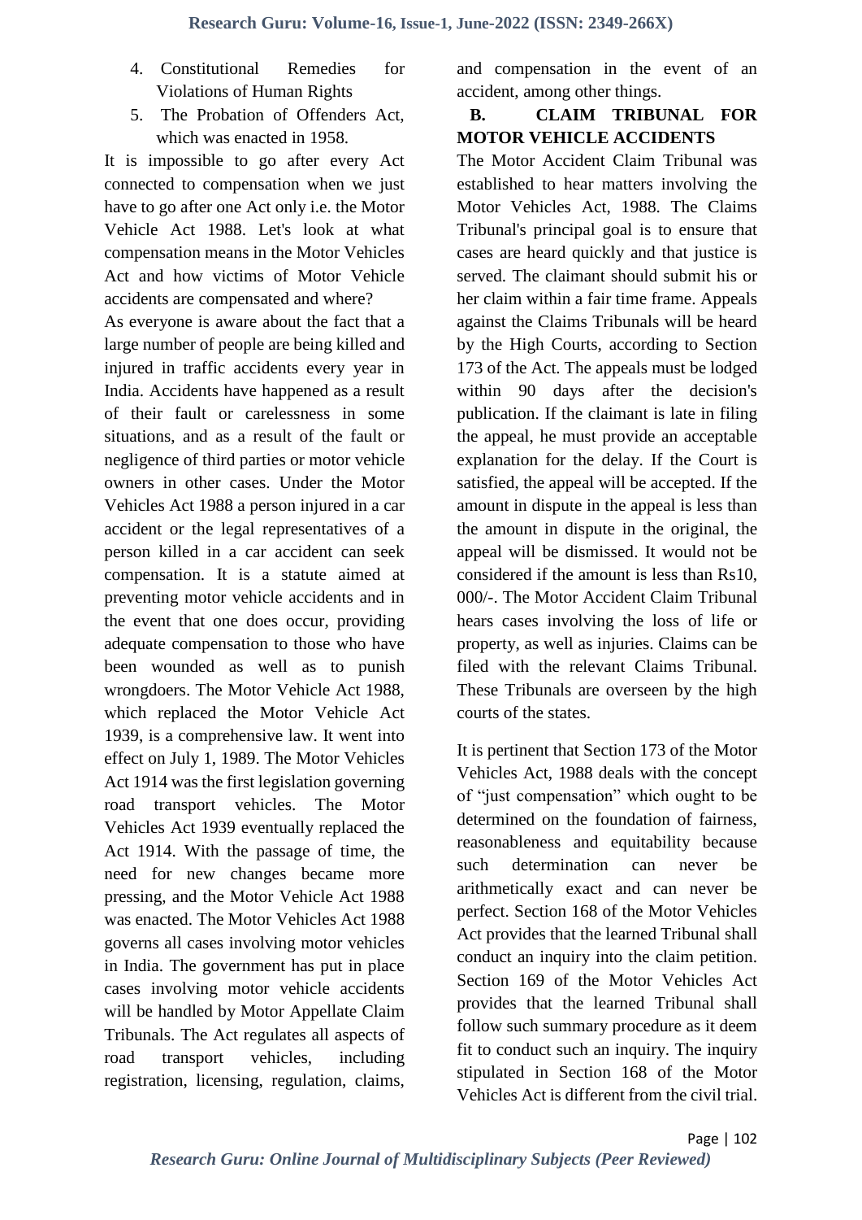4. Constitutional Remedies for Violations of Human Rights
5. The Probation of Offenders Act, which was enacted in 1958.

It is impossible to go after every Act connected to compensation when we just have to go after one Act only i.e. the Motor Vehicle Act 1988. Let's look at what compensation means in the Motor Vehicles Act and how victims of Motor Vehicle accidents are compensated and where?

As everyone is aware about the fact that a large number of people are being killed and injured in traffic accidents every year in India. Accidents have happened as a result of their fault or carelessness in some situations, and as a result of the fault or negligence of third parties or motor vehicle owners in other cases. Under the Motor Vehicles Act 1988 a person injured in a car accident or the legal representatives of a person killed in a car accident can seek compensation. It is a statute aimed at preventing motor vehicle accidents and in the event that one does occur, providing adequate compensation to those who have been wounded as well as to punish wrongdoers. The Motor Vehicle Act 1988, which replaced the Motor Vehicle Act 1939, is a comprehensive law. It went into effect on July 1, 1989. The Motor Vehicles Act 1914 was the first legislation governing road transport vehicles. The Motor Vehicles Act 1939 eventually replaced the Act 1914. With the passage of time, the need for new changes became more pressing, and the Motor Vehicle Act 1988 was enacted. The Motor Vehicles Act 1988 governs all cases involving motor vehicles in India. The government has put in place cases involving motor vehicle accidents will be handled by Motor Appellate Claim Tribunals. The Act regulates all aspects of road transport vehicles, including registration, licensing, regulation, claims, and compensation in the event of an accident, among other things.

## B. CLAIM TRIBUNAL FOR MOTOR VEHICLE ACCIDENTS

The Motor Accident Claim Tribunal was established to hear matters involving the Motor Vehicles Act, 1988. The Claims Tribunal's principal goal is to ensure that cases are heard quickly and that justice is served. The claimant should submit his or her claim within a fair time frame. Appeals against the Claims Tribunals will be heard by the High Courts, according to Section 173 of the Act. The appeals must be lodged within 90 days after the decision's publication. If the claimant is late in filing the appeal, he must provide an acceptable explanation for the delay. If the Court is satisfied, the appeal will be accepted. If the amount in dispute in the appeal is less than the amount in dispute in the original, the appeal will be dismissed. It would not be considered if the amount is less than Rs10, 000/-. The Motor Accident Claim Tribunal hears cases involving the loss of life or property, as well as injuries. Claims can be filed with the relevant Claims Tribunal. These Tribunals are overseen by the high courts of the states.

It is pertinent that Section 173 of the Motor Vehicles Act, 1988 deals with the concept of "just compensation" which ought to be determined on the foundation of fairness, reasonableness and equitability because such determination can never be arithmetically exact and can never be perfect. Section 168 of the Motor Vehicles Act provides that the learned Tribunal shall conduct an inquiry into the claim petition. Section 169 of the Motor Vehicles Act provides that the learned Tribunal shall follow such summary procedure as it deem fit to conduct such an inquiry. The inquiry stipulated in Section 168 of the Motor Vehicles Act is different from the civil trial.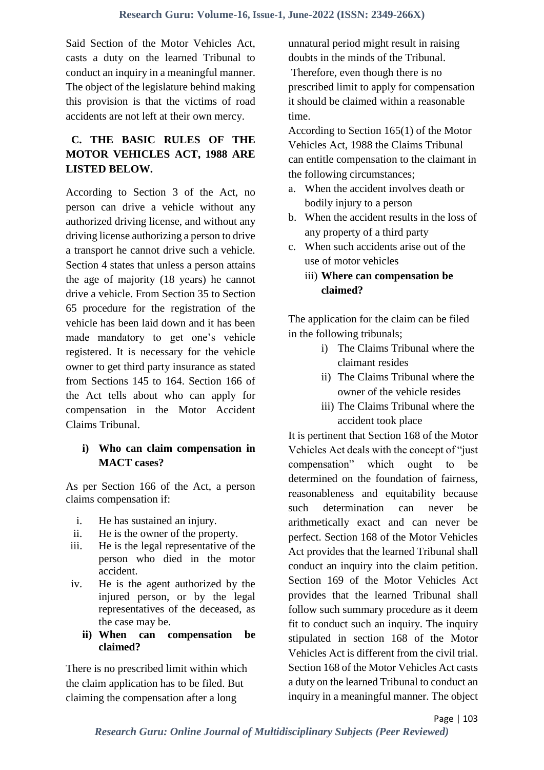Said Section of the Motor Vehicles Act, casts a duty on the learned Tribunal to conduct an inquiry in a meaningful manner. The object of the legislature behind making this provision is that the victims of road accidents are not left at their own mercy.

## C. THE BASIC RULES OF THE MOTOR VEHICLES ACT, 1988 ARE LISTED BELOW.

According to Section 3 of the Act, no person can drive a vehicle without any authorized driving license, and without any driving license authorizing a person to drive a transport he cannot drive such a vehicle. Section 4 states that unless a person attains the age of majority (18 years) he cannot drive a vehicle. From Section 35 to Section 65 procedure for the registration of the vehicle has been laid down and it has been made mandatory to get one's vehicle registered. It is necessary for the vehicle owner to get third party insurance as stated from Sections 145 to 164. Section 166 of the Act tells about who can apply for compensation in the Motor Accident Claims Tribunal.

### i) Who can claim compensation in MACT cases?

As per Section 166 of the Act, a person claims compensation if:

i. He has sustained an injury.
ii. He is the owner of the property.
iii. He is the legal representative of the person who died in the motor accident.
iv. He is the agent authorized by the injured person, or by the legal representatives of the deceased, as the case may be.

### ii) When can compensation be claimed?

There is no prescribed limit within which the claim application has to be filed. But claiming the compensation after a long unnatural period might result in raising doubts in the minds of the Tribunal.

Therefore, even though there is no prescribed limit to apply for compensation it should be claimed within a reasonable time.

According to Section 165(1) of the Motor Vehicles Act, 1988 the Claims Tribunal can entitle compensation to the claimant in the following circumstances;

a. When the accident involves death or bodily injury to a person
b. When the accident results in the loss of any property of a third party
c. When such accidents arise out of the use of motor vehicles

### iii) Where can compensation be claimed?

The application for the claim can be filed in the following tribunals;

i) The Claims Tribunal where the claimant resides
ii) The Claims Tribunal where the owner of the vehicle resides
iii) The Claims Tribunal where the accident took place

It is pertinent that Section 168 of the Motor Vehicles Act deals with the concept of "just compensation" which ought to be determined on the foundation of fairness, reasonableness and equitability because such determination can never be arithmetically exact and can never be perfect. Section 168 of the Motor Vehicles Act provides that the learned Tribunal shall conduct an inquiry into the claim petition. Section 169 of the Motor Vehicles Act provides that the learned Tribunal shall follow such summary procedure as it deem fit to conduct such an inquiry. The inquiry stipulated in section 168 of the Motor Vehicles Act is different from the civil trial. Section 168 of the Motor Vehicles Act casts a duty on the learned Tribunal to conduct an inquiry in a meaningful manner. The object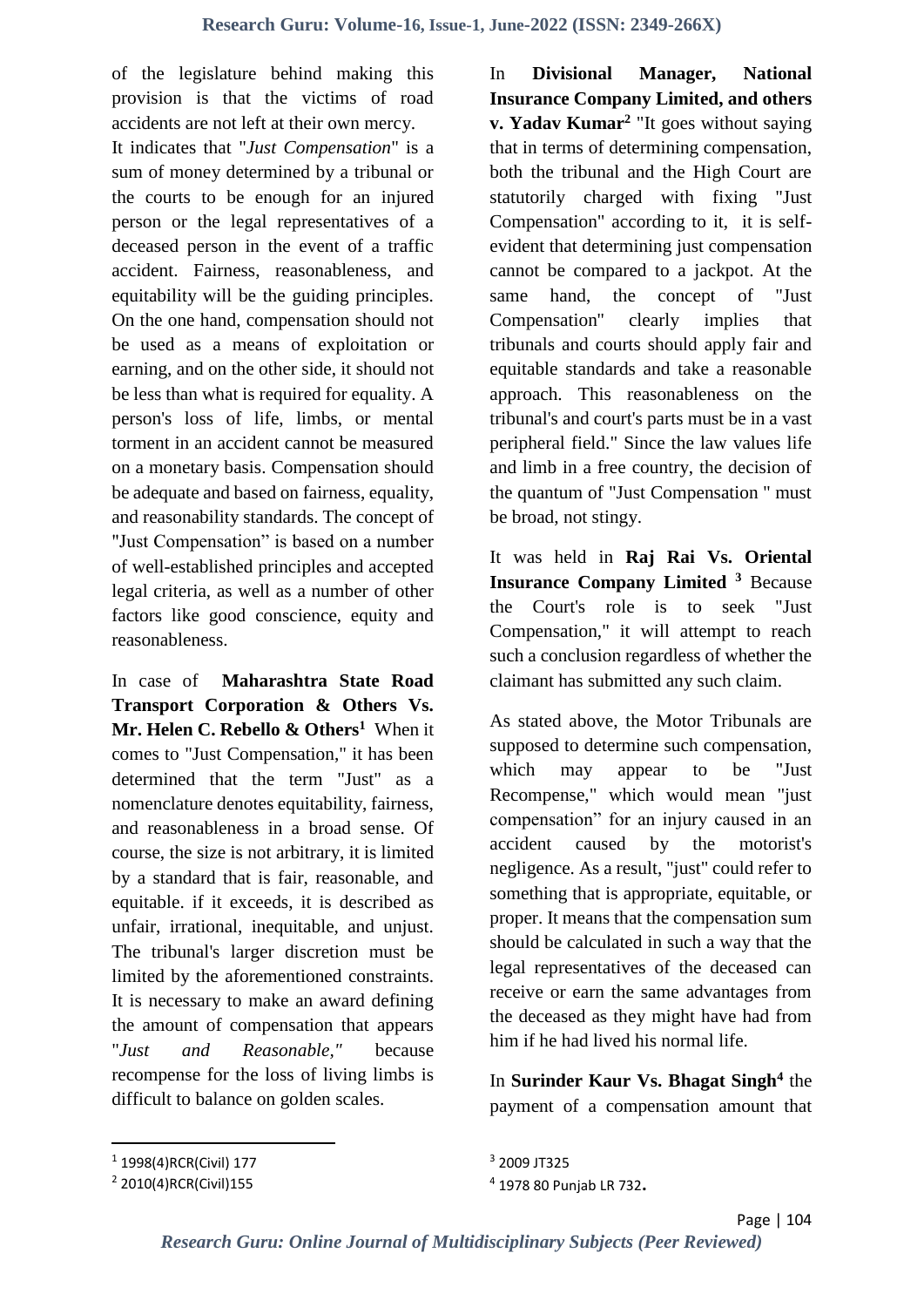of the legislature behind making this provision is that the victims of road accidents are not left at their own mercy.

It indicates that "*Just Compensation*" is a sum of money determined by a tribunal or the courts to be enough for an injured person or the legal representatives of a deceased person in the event of a traffic accident. Fairness, reasonableness, and equitability will be the guiding principles. On the one hand, compensation should not be used as a means of exploitation or earning, and on the other side, it should not be less than what is required for equality. A person's loss of life, limbs, or mental torment in an accident cannot be measured on a monetary basis. Compensation should be adequate and based on fairness, equality, and reasonability standards. The concept of "Just Compensation" is based on a number of well-established principles and accepted legal criteria, as well as a number of other factors like good conscience, equity and reasonableness.

In case of **Maharashtra State Road Transport Corporation & Others Vs. Mr. Helen C. Rebello & Others**[1] When it comes to "Just Compensation," it has been determined that the term "Just" as a nomenclature denotes equitability, fairness, and reasonableness in a broad sense. Of course, the size is not arbitrary, it is limited by a standard that is fair, reasonable, and equitable. if it exceeds, it is described as unfair, irrational, inequitable, and unjust. The tribunal's larger discretion must be limited by the aforementioned constraints. It is necessary to make an award defining the amount of compensation that appears "*Just and Reasonable,"* because recompense for the loss of living limbs is difficult to balance on golden scales.

In **Divisional Manager, National Insurance Company Limited, and others v. Yadav Kumar**[2] "It goes without saying that in terms of determining compensation, both the tribunal and the High Court are statutorily charged with fixing "Just Compensation" according to it, it is self-evident that determining just compensation cannot be compared to a jackpot. At the same hand, the concept of "Just Compensation" clearly implies that tribunals and courts should apply fair and equitable standards and take a reasonable approach. This reasonableness on the tribunal's and court's parts must be in a vast peripheral field." Since the law values life and limb in a free country, the decision of the quantum of "Just Compensation " must be broad, not stingy.

It was held in **Raj Rai Vs. Oriental Insurance Company Limited** [3] Because the Court's role is to seek "Just Compensation," it will attempt to reach such a conclusion regardless of whether the claimant has submitted any such claim.

As stated above, the Motor Tribunals are supposed to determine such compensation, which may appear to be "Just Recompense," which would mean "just compensation" for an injury caused in an accident caused by the motorist's negligence. As a result, "just" could refer to something that is appropriate, equitable, or proper. It means that the compensation sum should be calculated in such a way that the legal representatives of the deceased can receive or earn the same advantages from the deceased as they might have had from him if he had lived his normal life.

In **Surinder Kaur Vs. Bhagat Singh**[4] the payment of a compensation amount that

---

[1] 1998(4)RCR(Civil) 177

[2] 2010(4)RCR(Civil)155

[3] 2009 JT325

[4] 1978 80 Punjab LR 732.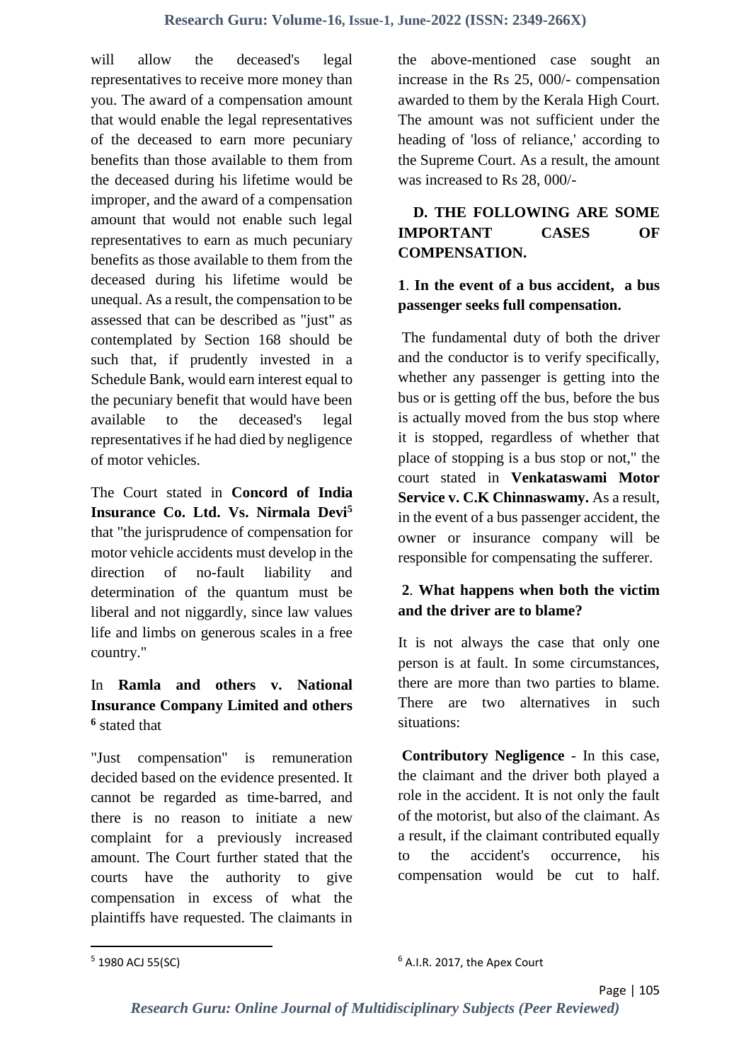will allow the deceased's legal representatives to receive more money than you. The award of a compensation amount that would enable the legal representatives of the deceased to earn more pecuniary benefits than those available to them from the deceased during his lifetime would be improper, and the award of a compensation amount that would not enable such legal representatives to earn as much pecuniary benefits as those available to them from the deceased during his lifetime would be unequal. As a result, the compensation to be assessed that can be described as "just" as contemplated by Section 168 should be such that, if prudently invested in a Schedule Bank, would earn interest equal to the pecuniary benefit that would have been available to the deceased's legal representatives if he had died by negligence of motor vehicles.

The Court stated in **Concord of India Insurance Co. Ltd. Vs. Nirmala Devi**[5] that "the jurisprudence of compensation for motor vehicle accidents must develop in the direction of no-fault liability and determination of the quantum must be liberal and not niggardly, since law values life and limbs on generous scales in a free country."

In **Ramla and others v. National Insurance Company Limited and others** [6] stated that

"Just compensation" is remuneration decided based on the evidence presented. It cannot be regarded as time-barred, and there is no reason to initiate a new complaint for a previously increased amount. The Court further stated that the courts have the authority to give compensation in excess of what the plaintiffs have requested. The claimants in the above-mentioned case sought an increase in the Rs 25, 000/- compensation awarded to them by the Kerala High Court. The amount was not sufficient under the heading of 'loss of reliance,' according to the Supreme Court. As a result, the amount was increased to Rs 28, 000/-

## D. THE FOLLOWING ARE SOME IMPORTANT CASES OF COMPENSATION.

### 1. In the event of a bus accident, a bus passenger seeks full compensation.

The fundamental duty of both the driver and the conductor is to verify specifically, whether any passenger is getting into the bus or is getting off the bus, before the bus is actually moved from the bus stop where it is stopped, regardless of whether that place of stopping is a bus stop or not," the court stated in **Venkataswami Motor Service v. C.K Chinnaswamy.** As a result, in the event of a bus passenger accident, the owner or insurance company will be responsible for compensating the sufferer.

### 2. What happens when both the victim and the driver are to blame?

It is not always the case that only one person is at fault. In some circumstances, there are more than two parties to blame. There are two alternatives in such situations:

**Contributory Negligence** - In this case, the claimant and the driver both played a role in the accident. It is not only the fault of the motorist, but also of the claimant. As a result, if the claimant contributed equally to the accident's occurrence, his compensation would be cut to half.

---

[5] 1980 ACJ 55(SC)

[6] A.I.R. 2017, the Apex Court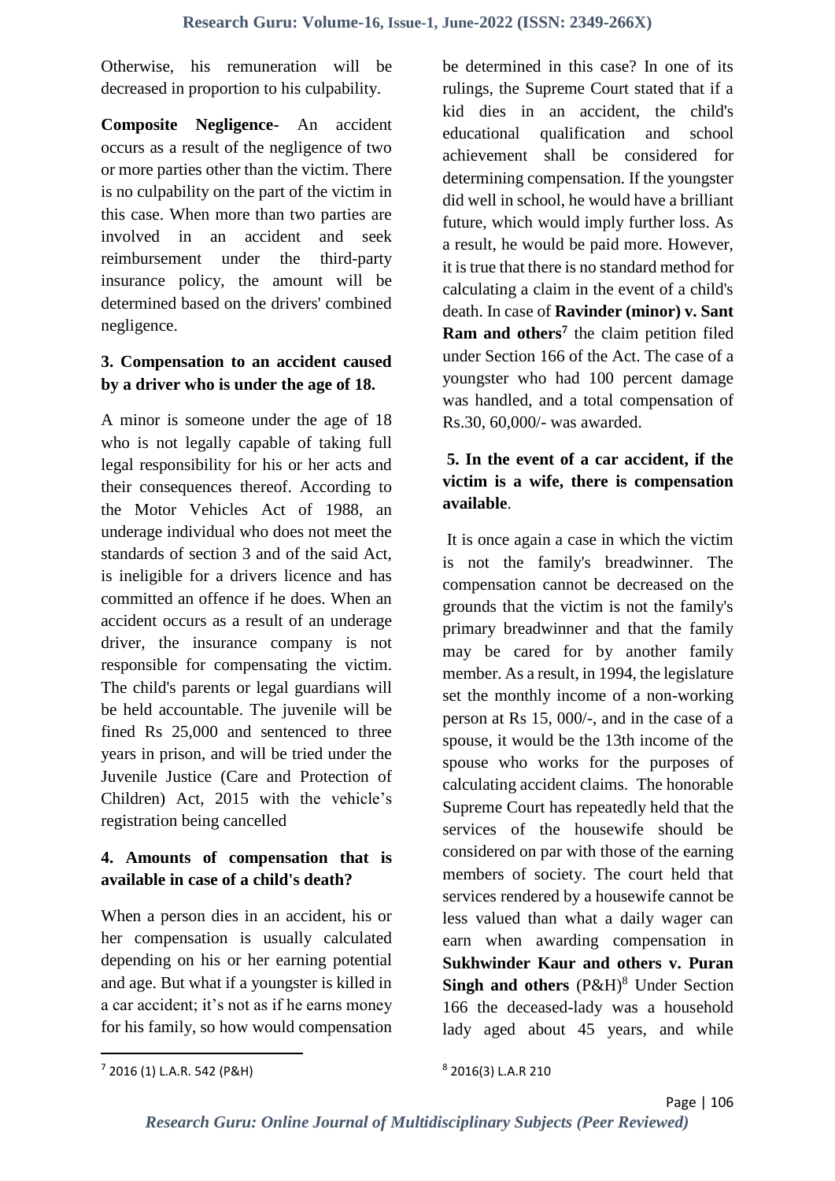Otherwise, his remuneration will be decreased in proportion to his culpability.

**Composite Negligence-** An accident occurs as a result of the negligence of two or more parties other than the victim. There is no culpability on the part of the victim in this case. When more than two parties are involved in an accident and seek reimbursement under the third-party insurance policy, the amount will be determined based on the drivers' combined negligence.

### 3. Compensation to an accident caused by a driver who is under the age of 18.

A minor is someone under the age of 18 who is not legally capable of taking full legal responsibility for his or her acts and their consequences thereof. According to the Motor Vehicles Act of 1988, an underage individual who does not meet the standards of section 3 and of the said Act, is ineligible for a drivers licence and has committed an offence if he does. When an accident occurs as a result of an underage driver, the insurance company is not responsible for compensating the victim. The child's parents or legal guardians will be held accountable. The juvenile will be fined Rs 25,000 and sentenced to three years in prison, and will be tried under the Juvenile Justice (Care and Protection of Children) Act, 2015 with the vehicle's registration being cancelled

### 4. Amounts of compensation that is available in case of a child's death?

When a person dies in an accident, his or her compensation is usually calculated depending on his or her earning potential and age. But what if a youngster is killed in a car accident; it's not as if he earns money for his family, so how would compensation be determined in this case? In one of its rulings, the Supreme Court stated that if a kid dies in an accident, the child's educational qualification and school achievement shall be considered for determining compensation. If the youngster did well in school, he would have a brilliant future, which would imply further loss. As a result, he would be paid more. However, it is true that there is no standard method for calculating a claim in the event of a child's death. In case of **Ravinder (minor) v. Sant Ram and others**[7] the claim petition filed under Section 166 of the Act. The case of a youngster who had 100 percent damage was handled, and a total compensation of Rs.30, 60,000/- was awarded.

### 5. In the event of a car accident, if the victim is a wife, there is compensation available.

It is once again a case in which the victim is not the family's breadwinner. The compensation cannot be decreased on the grounds that the victim is not the family's primary breadwinner and that the family may be cared for by another family member. As a result, in 1994, the legislature set the monthly income of a non-working person at Rs 15, 000/-, and in the case of a spouse, it would be the 13th income of the spouse who works for the purposes of calculating accident claims. The honorable Supreme Court has repeatedly held that the services of the housewife should be considered on par with those of the earning members of society. The court held that services rendered by a housewife cannot be less valued than what a daily wager can earn when awarding compensation in **Sukhwinder Kaur and others v. Puran Singh and others** (P&H)[8] Under Section 166 the deceased-lady was a household lady aged about 45 years, and while

---

[7] 2016 (1) L.A.R. 542 (P&H)

[8] 2016(3) L.A.R 210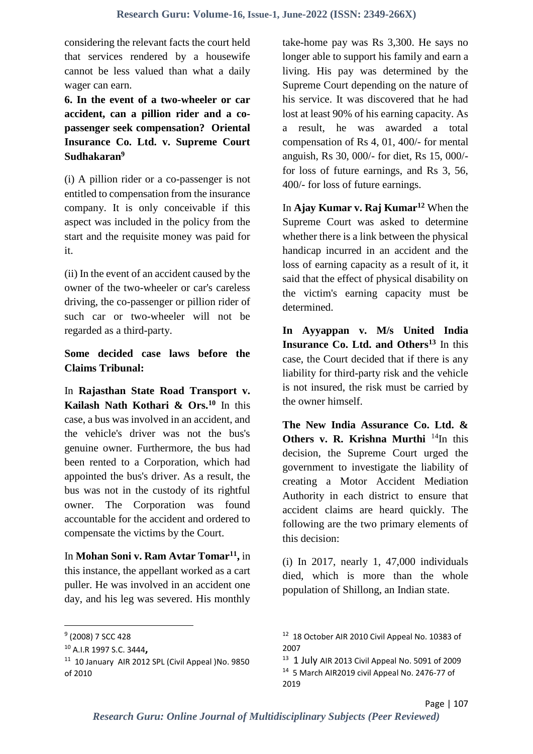considering the relevant facts the court held that services rendered by a housewife cannot be less valued than what a daily wager can earn.

**6. In the event of a two-wheeler or car accident, can a pillion rider and a co-passenger seek compensation? Oriental Insurance Co. Ltd. v. Supreme Court Sudhakaran**[9]

(i) A pillion rider or a co-passenger is not entitled to compensation from the insurance company. It is only conceivable if this aspect was included in the policy from the start and the requisite money was paid for it.

(ii) In the event of an accident caused by the owner of the two-wheeler or car's careless driving, the co-passenger or pillion rider of such car or two-wheeler will not be regarded as a third-party.

**Some decided case laws before the Claims Tribunal:**

In **Rajasthan State Road Transport v. Kailash Nath Kothari & Ors.**[10] In this case, a bus was involved in an accident, and the vehicle's driver was not the bus's genuine owner. Furthermore, the bus had been rented to a Corporation, which had appointed the bus's driver. As a result, the bus was not in the custody of its rightful owner. The Corporation was found accountable for the accident and ordered to compensate the victims by the Court.

In **Mohan Soni v. Ram Avtar Tomar**[11]**,** in this instance, the appellant worked as a cart puller. He was involved in an accident one day, and his leg was severed. His monthly take-home pay was Rs 3,300. He says no longer able to support his family and earn a living. His pay was determined by the Supreme Court depending on the nature of his service. It was discovered that he had lost at least 90% of his earning capacity. As a result, he was awarded a total compensation of Rs 4, 01, 400/- for mental anguish, Rs 30, 000/- for diet, Rs 15, 000/- for loss of future earnings, and Rs 3, 56, 400/- for loss of future earnings.

In **Ajay Kumar v. Raj Kumar**[12] When the Supreme Court was asked to determine whether there is a link between the physical handicap incurred in an accident and the loss of earning capacity as a result of it, it said that the effect of physical disability on the victim's earning capacity must be determined.

**In Ayyappan v. M/s United India Insurance Co. Ltd. and Others**[13] In this case, the Court decided that if there is any liability for third-party risk and the vehicle is not insured, the risk must be carried by the owner himself.

**The New India Assurance Co. Ltd. & Others v. R. Krishna Murthi** [14]In this decision, the Supreme Court urged the government to investigate the liability of creating a Motor Accident Mediation Authority in each district to ensure that accident claims are heard quickly. The following are the two primary elements of this decision:

(i) In 2017, nearly 1, 47,000 individuals died, which is more than the whole population of Shillong, an Indian state.

---

[9] (2008) 7 SCC 428

[10] A.I.R 1997 S.C. 3444**,**

[11] 10 January AIR 2012 SPL (Civil Appeal )No. 9850 of 2010

[12] 18 October AIR 2010 Civil Appeal No. 10383 of 2007

[13] 1 July AIR 2013 Civil Appeal No. 5091 of 2009

[14] 5 March AIR2019 civil Appeal No. 2476-77 of 2019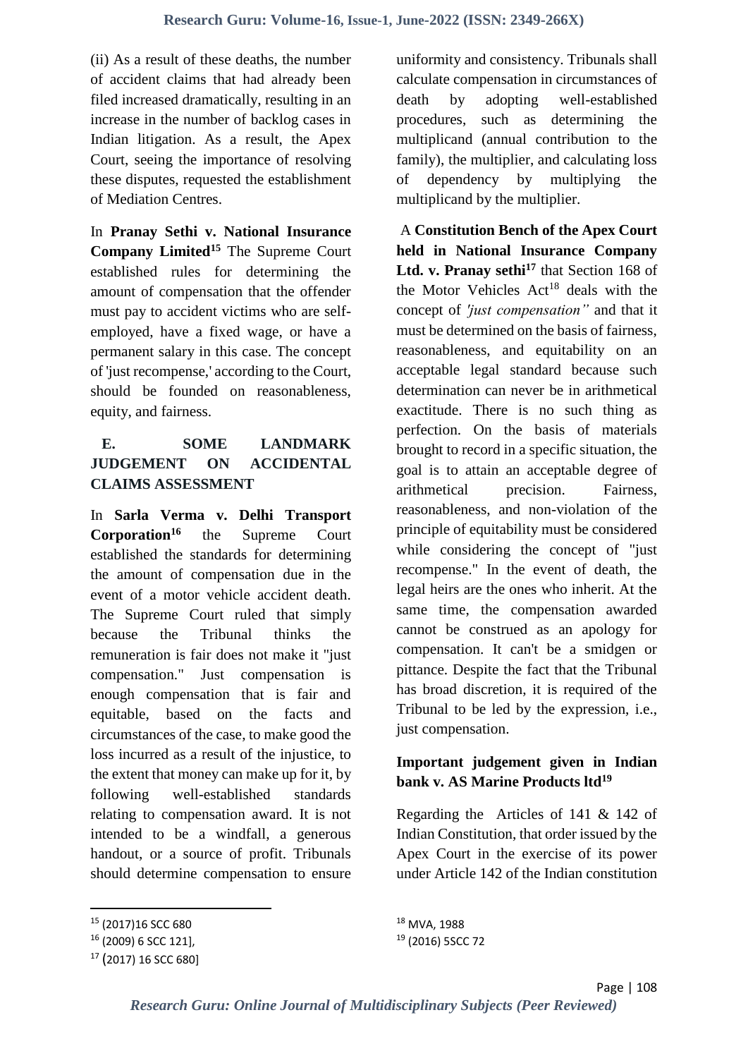(ii) As a result of these deaths, the number of accident claims that had already been filed increased dramatically, resulting in an increase in the number of backlog cases in Indian litigation. As a result, the Apex Court, seeing the importance of resolving these disputes, requested the establishment of Mediation Centres.

In **Pranay Sethi v. National Insurance Company Limited**[15] The Supreme Court established rules for determining the amount of compensation that the offender must pay to accident victims who are self-employed, have a fixed wage, or have a permanent salary in this case. The concept of 'just recompense,' according to the Court, should be founded on reasonableness, equity, and fairness.

## E. SOME LANDMARK JUDGEMENT ON ACCIDENTAL CLAIMS ASSESSMENT

In **Sarla Verma v. Delhi Transport Corporation**[16] the Supreme Court established the standards for determining the amount of compensation due in the event of a motor vehicle accident death. The Supreme Court ruled that simply because the Tribunal thinks the remuneration is fair does not make it "just compensation." Just compensation is enough compensation that is fair and equitable, based on the facts and circumstances of the case, to make good the loss incurred as a result of the injustice, to the extent that money can make up for it, by following well-established standards relating to compensation award. It is not intended to be a windfall, a generous handout, or a source of profit. Tribunals should determine compensation to ensure uniformity and consistency. Tribunals shall calculate compensation in circumstances of death by adopting well-established procedures, such as determining the multiplicand (annual contribution to the family), the multiplier, and calculating loss of dependency by multiplying the multiplicand by the multiplier.

A **Constitution Bench of the Apex Court held in National Insurance Company Ltd. v. Pranay sethi**[17] that Section 168 of the Motor Vehicles Act[18] deals with the concept of *'just compensation"* and that it must be determined on the basis of fairness, reasonableness, and equitability on an acceptable legal standard because such determination can never be in arithmetical exactitude. There is no such thing as perfection. On the basis of materials brought to record in a specific situation, the goal is to attain an acceptable degree of arithmetical precision. Fairness, reasonableness, and non-violation of the principle of equitability must be considered while considering the concept of "just recompense." In the event of death, the legal heirs are the ones who inherit. At the same time, the compensation awarded cannot be construed as an apology for compensation. It can't be a smidgen or pittance. Despite the fact that the Tribunal has broad discretion, it is required of the Tribunal to be led by the expression, i.e., just compensation.

### Important judgement given in Indian bank v. AS Marine Products ltd[19]

Regarding the Articles of 141 & 142 of Indian Constitution, that order issued by the Apex Court in the exercise of its power under Article 142 of the Indian constitution

---

[15] (2017)16 SCC 680

[16] (2009) 6 SCC 121],

[17] (2017) 16 SCC 680]

[18] MVA, 1988

[19] (2016) 5SCC 72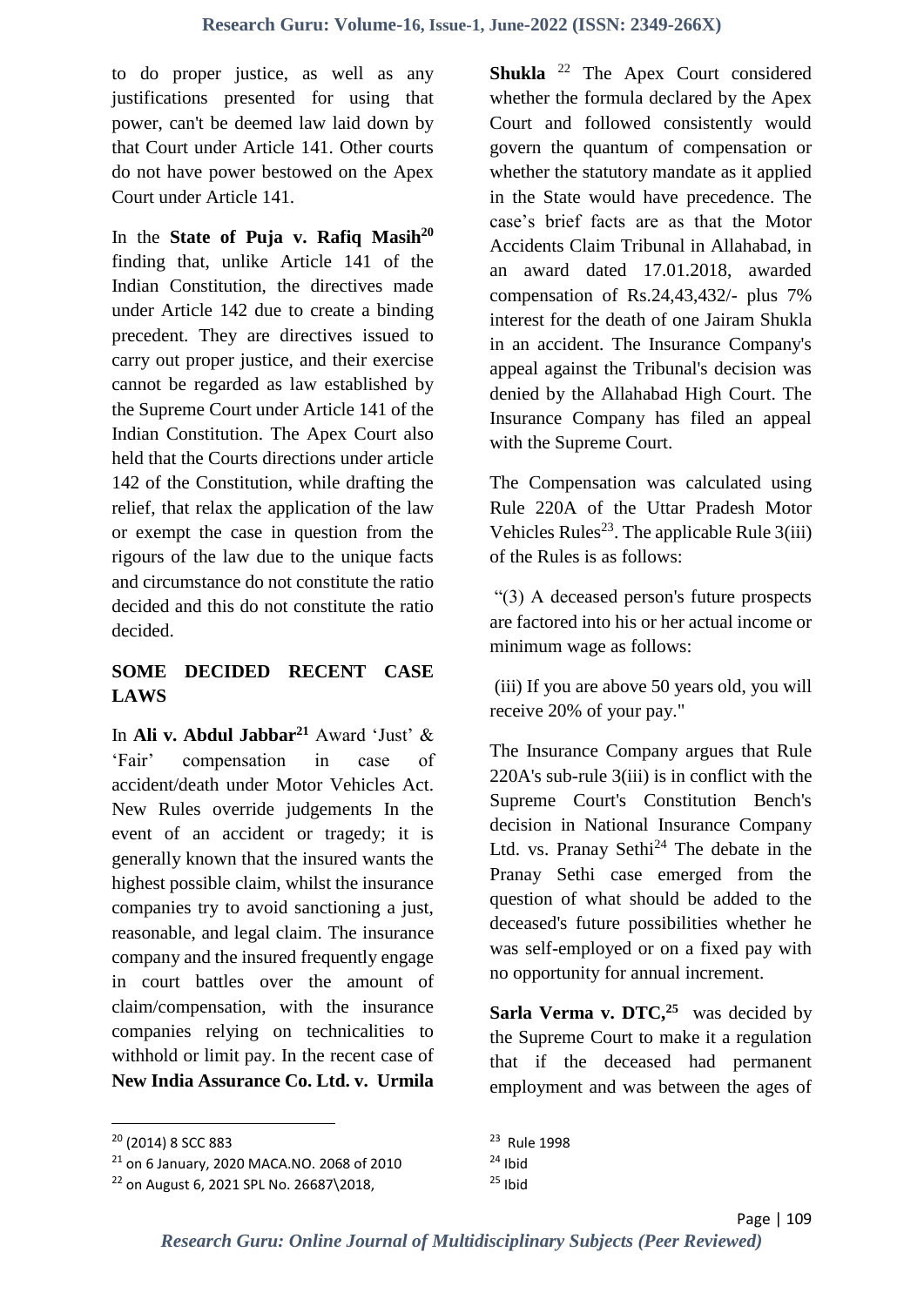to do proper justice, as well as any justifications presented for using that power, can't be deemed law laid down by that Court under Article 141. Other courts do not have power bestowed on the Apex Court under Article 141.

In the **State of Puja v. Rafiq Masih**[20] finding that, unlike Article 141 of the Indian Constitution, the directives made under Article 142 due to create a binding precedent. They are directives issued to carry out proper justice, and their exercise cannot be regarded as law established by the Supreme Court under Article 141 of the Indian Constitution. The Apex Court also held that the Courts directions under article 142 of the Constitution, while drafting the relief, that relax the application of the law or exempt the case in question from the rigours of the law due to the unique facts and circumstance do not constitute the ratio decided and this do not constitute the ratio decided.

## SOME DECIDED RECENT CASE LAWS

In **Ali v. Abdul Jabbar**[21] Award 'Just' & 'Fair' compensation in case of accident/death under Motor Vehicles Act. New Rules override judgements In the event of an accident or tragedy; it is generally known that the insured wants the highest possible claim, whilst the insurance companies try to avoid sanctioning a just, reasonable, and legal claim. The insurance company and the insured frequently engage in court battles over the amount of claim/compensation, with the insurance companies relying on technicalities to withhold or limit pay. In the recent case of **New India Assurance Co. Ltd. v. Urmila Shukla** [22] The Apex Court considered whether the formula declared by the Apex Court and followed consistently would govern the quantum of compensation or whether the statutory mandate as it applied in the State would have precedence. The case's brief facts are as that the Motor Accidents Claim Tribunal in Allahabad, in an award dated 17.01.2018, awarded compensation of Rs.24,43,432/- plus 7% interest for the death of one Jairam Shukla in an accident. The Insurance Company's appeal against the Tribunal's decision was denied by the Allahabad High Court. The Insurance Company has filed an appeal with the Supreme Court.

The Compensation was calculated using Rule 220A of the Uttar Pradesh Motor Vehicles Rules[23]. The applicable Rule 3(iii) of the Rules is as follows:

"(3) A deceased person's future prospects are factored into his or her actual income or minimum wage as follows:

(iii) If you are above 50 years old, you will receive 20% of your pay."

The Insurance Company argues that Rule 220A's sub-rule 3(iii) is in conflict with the Supreme Court's Constitution Bench's decision in National Insurance Company Ltd. vs. Pranay Sethi[24] The debate in the Pranay Sethi case emerged from the question of what should be added to the deceased's future possibilities whether he was self-employed or on a fixed pay with no opportunity for annual increment.

**Sarla Verma v. DTC,**[25] was decided by the Supreme Court to make it a regulation that if the deceased had permanent employment and was between the ages of

---

[20] (2014) 8 SCC 883

[21] on 6 January, 2020 MACA.NO. 2068 of 2010

[22] on August 6, 2021 SPL No. 26687\2018,

[23] Rule 1998

[24] Ibid

[25] Ibid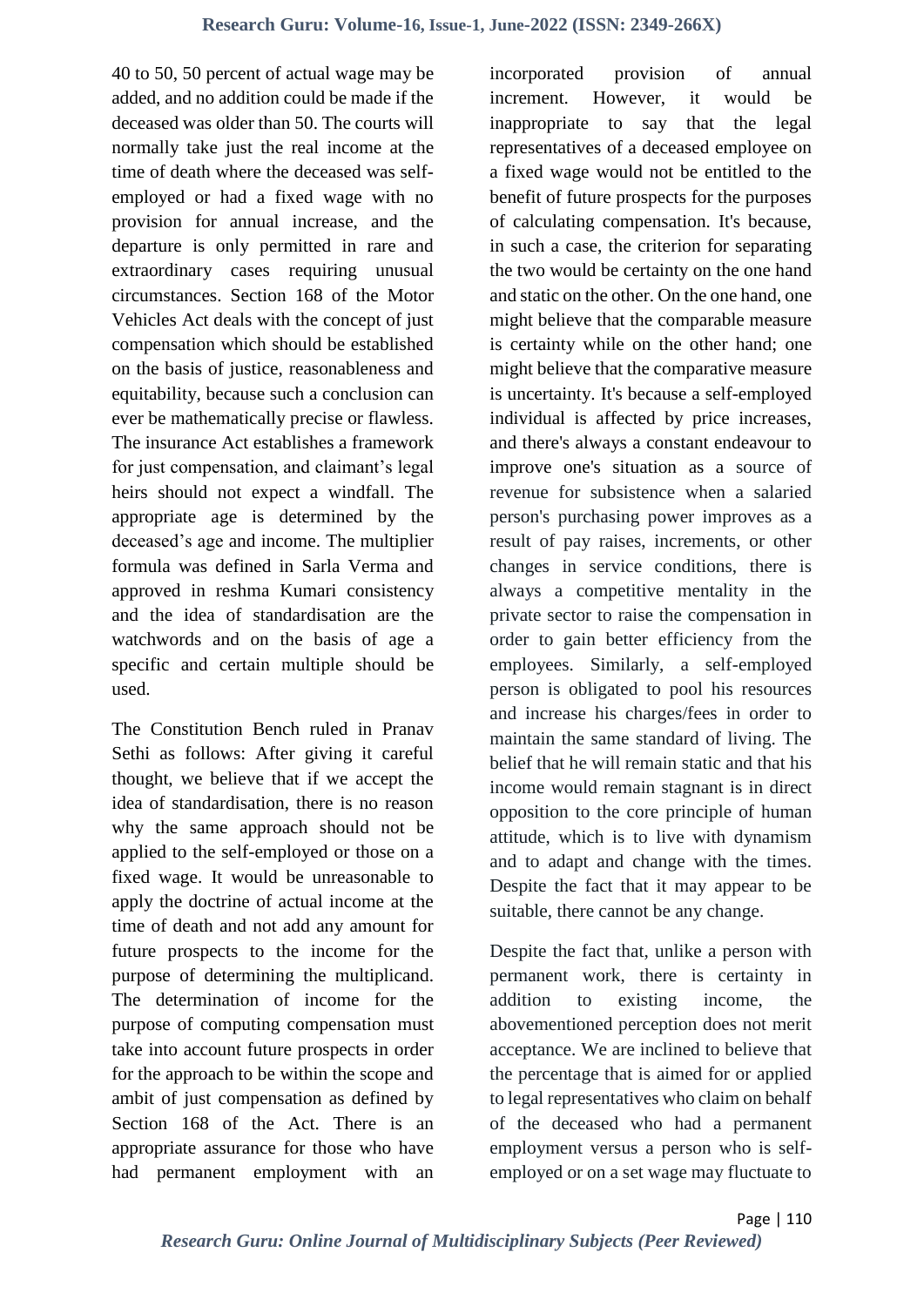40 to 50, 50 percent of actual wage may be added, and no addition could be made if the deceased was older than 50. The courts will normally take just the real income at the time of death where the deceased was self-employed or had a fixed wage with no provision for annual increase, and the departure is only permitted in rare and extraordinary cases requiring unusual circumstances. Section 168 of the Motor Vehicles Act deals with the concept of just compensation which should be established on the basis of justice, reasonableness and equitability, because such a conclusion can ever be mathematically precise or flawless. The insurance Act establishes a framework for just compensation, and claimant's legal heirs should not expect a windfall. The appropriate age is determined by the deceased's age and income. The multiplier formula was defined in Sarla Verma and approved in reshma Kumari consistency and the idea of standardisation are the watchwords and on the basis of age a specific and certain multiple should be used.

The Constitution Bench ruled in Pranav Sethi as follows: After giving it careful thought, we believe that if we accept the idea of standardisation, there is no reason why the same approach should not be applied to the self-employed or those on a fixed wage. It would be unreasonable to apply the doctrine of actual income at the time of death and not add any amount for future prospects to the income for the purpose of determining the multiplicand. The determination of income for the purpose of computing compensation must take into account future prospects in order for the approach to be within the scope and ambit of just compensation as defined by Section 168 of the Act. There is an appropriate assurance for those who have had permanent employment with an incorporated provision of annual increment. However, it would be inappropriate to say that the legal representatives of a deceased employee on a fixed wage would not be entitled to the benefit of future prospects for the purposes of calculating compensation. It's because, in such a case, the criterion for separating the two would be certainty on the one hand and static on the other. On the one hand, one might believe that the comparable measure is certainty while on the other hand; one might believe that the comparative measure is uncertainty. It's because a self-employed individual is affected by price increases, and there's always a constant endeavour to improve one's situation as a source of revenue for subsistence when a salaried person's purchasing power improves as a result of pay raises, increments, or other changes in service conditions, there is always a competitive mentality in the private sector to raise the compensation in order to gain better efficiency from the employees. Similarly, a self-employed person is obligated to pool his resources and increase his charges/fees in order to maintain the same standard of living. The belief that he will remain static and that his income would remain stagnant is in direct opposition to the core principle of human attitude, which is to live with dynamism and to adapt and change with the times. Despite the fact that it may appear to be suitable, there cannot be any change.

Despite the fact that, unlike a person with permanent work, there is certainty in addition to existing income, the abovementioned perception does not merit acceptance. We are inclined to believe that the percentage that is aimed for or applied to legal representatives who claim on behalf of the deceased who had a permanent employment versus a person who is self-employed or on a set wage may fluctuate to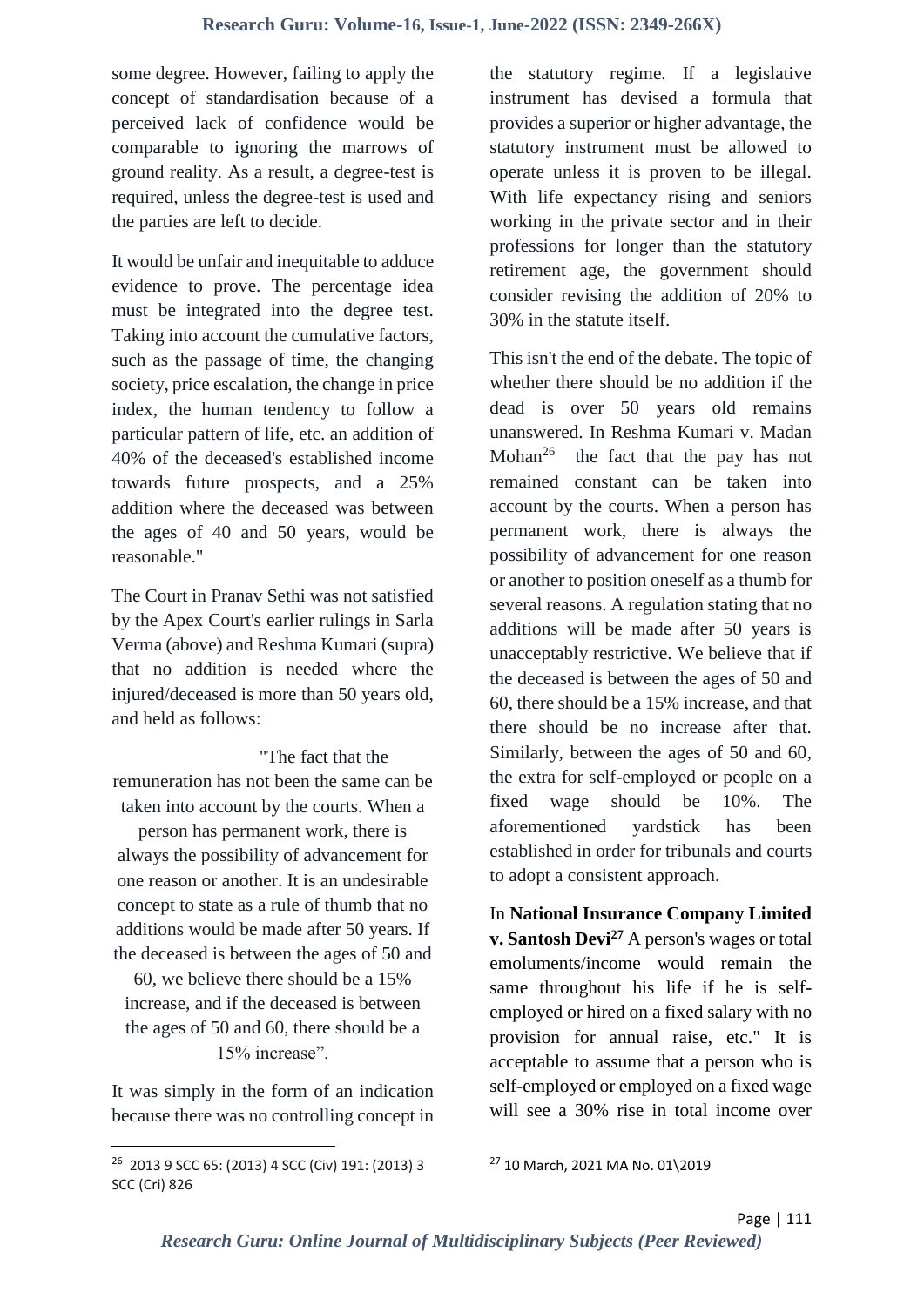some degree. However, failing to apply the concept of standardisation because of a perceived lack of confidence would be comparable to ignoring the marrows of ground reality. As a result, a degree-test is required, unless the degree-test is used and the parties are left to decide.

It would be unfair and inequitable to adduce evidence to prove. The percentage idea must be integrated into the degree test. Taking into account the cumulative factors, such as the passage of time, the changing society, price escalation, the change in price index, the human tendency to follow a particular pattern of life, etc. an addition of 40% of the deceased's established income towards future prospects, and a 25% addition where the deceased was between the ages of 40 and 50 years, would be reasonable."

The Court in Pranav Sethi was not satisfied by the Apex Court's earlier rulings in Sarla Verma (above) and Reshma Kumari (supra) that no addition is needed where the injured/deceased is more than 50 years old, and held as follows:

> "The fact that the remuneration has not been the same can be taken into account by the courts. When a person has permanent work, there is always the possibility of advancement for one reason or another. It is an undesirable concept to state as a rule of thumb that no additions would be made after 50 years. If the deceased is between the ages of 50 and 60, we believe there should be a 15% increase, and if the deceased is between the ages of 50 and 60, there should be a 15% increase".

It was simply in the form of an indication because there was no controlling concept in the statutory regime. If a legislative instrument has devised a formula that provides a superior or higher advantage, the statutory instrument must be allowed to operate unless it is proven to be illegal. With life expectancy rising and seniors working in the private sector and in their professions for longer than the statutory retirement age, the government should consider revising the addition of 20% to 30% in the statute itself.

This isn't the end of the debate. The topic of whether there should be no addition if the dead is over 50 years old remains unanswered. In Reshma Kumari v. Madan Mohan[26] the fact that the pay has not remained constant can be taken into account by the courts. When a person has permanent work, there is always the possibility of advancement for one reason or another to position oneself as a thumb for several reasons. A regulation stating that no additions will be made after 50 years is unacceptably restrictive. We believe that if the deceased is between the ages of 50 and 60, there should be a 15% increase, and that there should be no increase after that. Similarly, between the ages of 50 and 60, the extra for self-employed or people on a fixed wage should be 10%. The aforementioned yardstick has been established in order for tribunals and courts to adopt a consistent approach.

In **National Insurance Company Limited v. Santosh Devi**[27] A person's wages or total emoluments/income would remain the same throughout his life if he is self-employed or hired on a fixed salary with no provision for annual raise, etc." It is acceptable to assume that a person who is self-employed or employed on a fixed wage will see a 30% rise in total income over

---

[26] 2013 9 SCC 65: (2013) 4 SCC (Civ) 191: (2013) 3 SCC (Cri) 826

[27] 10 March, 2021 MA No. 01\2019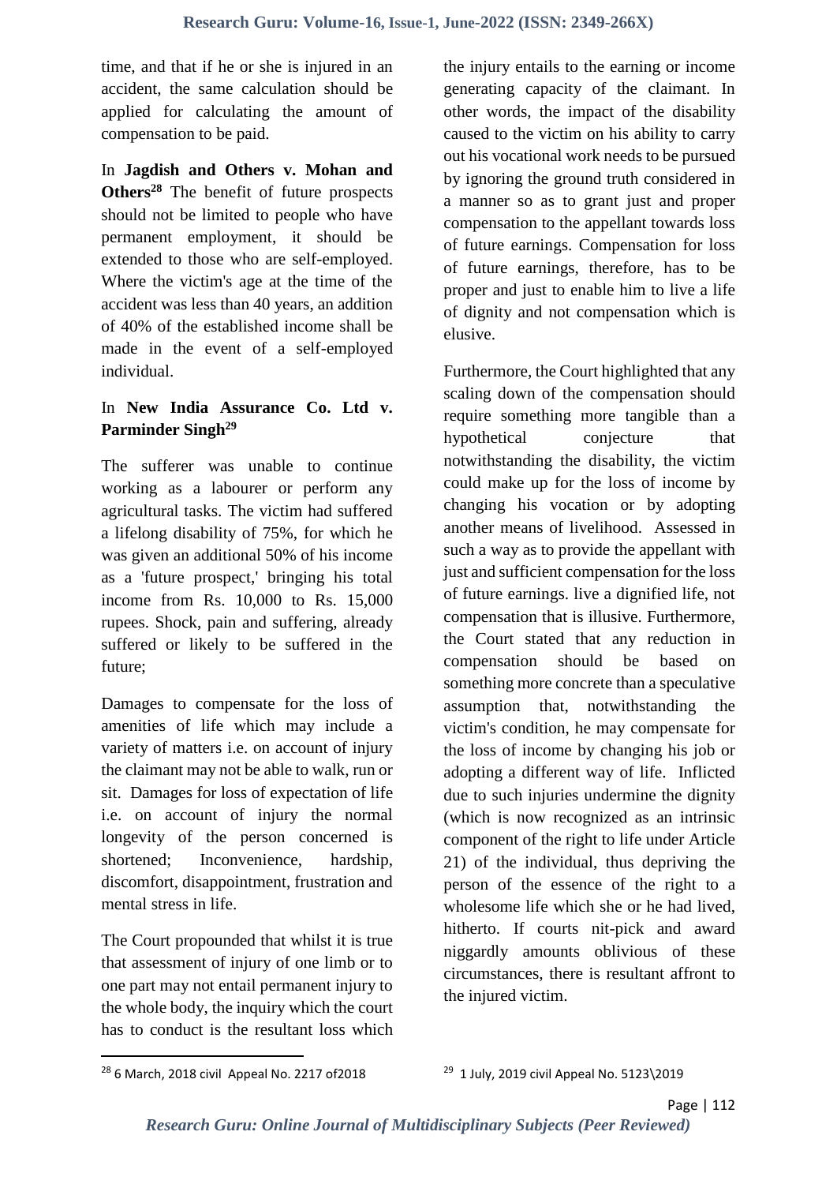time, and that if he or she is injured in an accident, the same calculation should be applied for calculating the amount of compensation to be paid.

In **Jagdish and Others v. Mohan and Others**[28] The benefit of future prospects should not be limited to people who have permanent employment, it should be extended to those who are self-employed. Where the victim's age at the time of the accident was less than 40 years, an addition of 40% of the established income shall be made in the event of a self-employed individual.

In **New India Assurance Co. Ltd v. Parminder Singh**[29]

The sufferer was unable to continue working as a labourer or perform any agricultural tasks. The victim had suffered a lifelong disability of 75%, for which he was given an additional 50% of his income as a 'future prospect,' bringing his total income from Rs. 10,000 to Rs. 15,000 rupees. Shock, pain and suffering, already suffered or likely to be suffered in the future;

Damages to compensate for the loss of amenities of life which may include a variety of matters i.e. on account of injury the claimant may not be able to walk, run or sit. Damages for loss of expectation of life i.e. on account of injury the normal longevity of the person concerned is shortened; Inconvenience, hardship, discomfort, disappointment, frustration and mental stress in life.

The Court propounded that whilst it is true that assessment of injury of one limb or to one part may not entail permanent injury to the whole body, the inquiry which the court has to conduct is the resultant loss which the injury entails to the earning or income generating capacity of the claimant. In other words, the impact of the disability caused to the victim on his ability to carry out his vocational work needs to be pursued by ignoring the ground truth considered in a manner so as to grant just and proper compensation to the appellant towards loss of future earnings. Compensation for loss of future earnings, therefore, has to be proper and just to enable him to live a life of dignity and not compensation which is elusive.

Furthermore, the Court highlighted that any scaling down of the compensation should require something more tangible than a hypothetical conjecture that notwithstanding the disability, the victim could make up for the loss of income by changing his vocation or by adopting another means of livelihood. Assessed in such a way as to provide the appellant with just and sufficient compensation for the loss of future earnings. live a dignified life, not compensation that is illusive. Furthermore, the Court stated that any reduction in compensation should be based on something more concrete than a speculative assumption that, notwithstanding the victim's condition, he may compensate for the loss of income by changing his job or adopting a different way of life. Inflicted due to such injuries undermine the dignity (which is now recognized as an intrinsic component of the right to life under Article 21) of the individual, thus depriving the person of the essence of the right to a wholesome life which she or he had lived, hitherto. If courts nit-pick and award niggardly amounts oblivious of these circumstances, there is resultant affront to the injured victim.

---

[28] 6 March, 2018 civil Appeal No. 2217 of2018

[29] 1 July, 2019 civil Appeal No. 5123\2019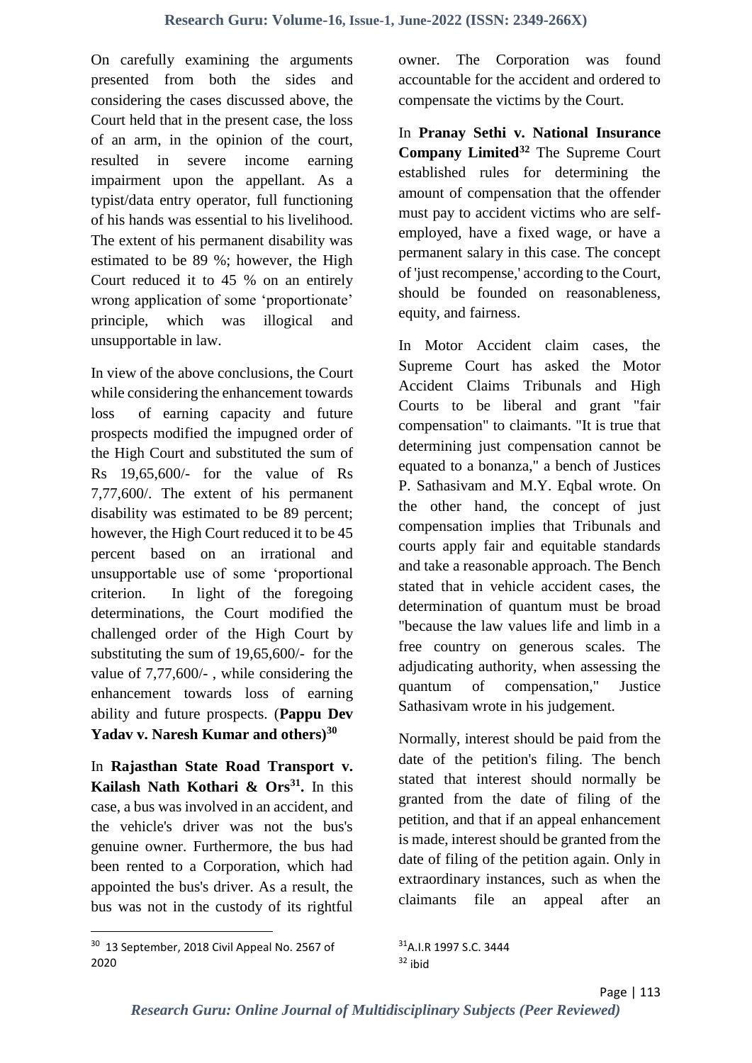On carefully examining the arguments presented from both the sides and considering the cases discussed above, the Court held that in the present case, the loss of an arm, in the opinion of the court, resulted in severe income earning impairment upon the appellant. As a typist/data entry operator, full functioning of his hands was essential to his livelihood. The extent of his permanent disability was estimated to be 89 %; however, the High Court reduced it to 45 % on an entirely wrong application of some 'proportionate' principle, which was illogical and unsupportable in law.

In view of the above conclusions, the Court while considering the enhancement towards loss of earning capacity and future prospects modified the impugned order of the High Court and substituted the sum of Rs 19,65,600/- for the value of Rs 7,77,600/. The extent of his permanent disability was estimated to be 89 percent; however, the High Court reduced it to be 45 percent based on an irrational and unsupportable use of some 'proportional criterion. In light of the foregoing determinations, the Court modified the challenged order of the High Court by substituting the sum of 19,65,600/- for the value of 7,77,600/- , while considering the enhancement towards loss of earning ability and future prospects. (**Pappu Dev Yadav v. Naresh Kumar and others)**[30]

In **Rajasthan State Road Transport v. Kailash Nath Kothari & Ors**[31]**.** In this case, a bus was involved in an accident, and the vehicle's driver was not the bus's genuine owner. Furthermore, the bus had been rented to a Corporation, which had appointed the bus's driver. As a result, the bus was not in the custody of its rightful owner. The Corporation was found accountable for the accident and ordered to compensate the victims by the Court.

In **Pranay Sethi v. National Insurance Company Limited**[32] The Supreme Court established rules for determining the amount of compensation that the offender must pay to accident victims who are self-employed, have a fixed wage, or have a permanent salary in this case. The concept of 'just recompense,' according to the Court, should be founded on reasonableness, equity, and fairness.

In Motor Accident claim cases, the Supreme Court has asked the Motor Accident Claims Tribunals and High Courts to be liberal and grant "fair compensation" to claimants. "It is true that determining just compensation cannot be equated to a bonanza," a bench of Justices P. Sathasivam and M.Y. Eqbal wrote. On the other hand, the concept of just compensation implies that Tribunals and courts apply fair and equitable standards and take a reasonable approach. The Bench stated that in vehicle accident cases, the determination of quantum must be broad "because the law values life and limb in a free country on generous scales. The adjudicating authority, when assessing the quantum of compensation," Justice Sathasivam wrote in his judgement.

Normally, interest should be paid from the date of the petition's filing. The bench stated that interest should normally be granted from the date of filing of the petition, and that if an appeal enhancement is made, interest should be granted from the date of filing of the petition again. Only in extraordinary instances, such as when the claimants file an appeal after an

---

[30] 13 September, 2018 Civil Appeal No. 2567 of 2020

[31] A.I.R 1997 S.C. 3444

[32] ibid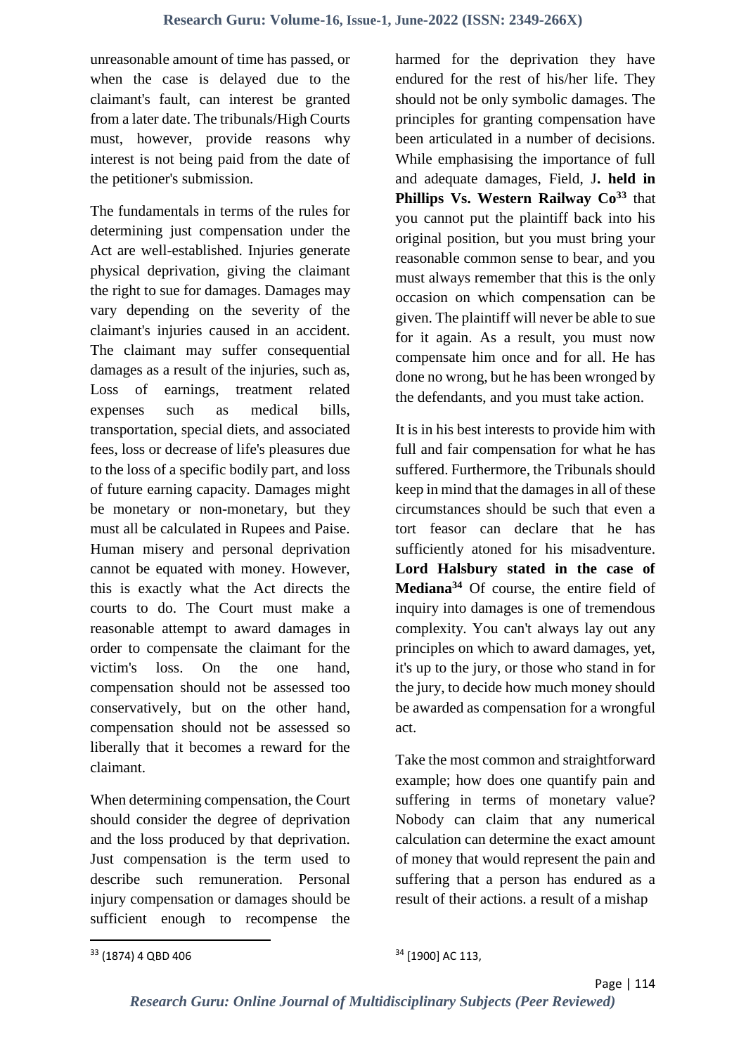unreasonable amount of time has passed, or when the case is delayed due to the claimant's fault, can interest be granted from a later date. The tribunals/High Courts must, however, provide reasons why interest is not being paid from the date of the petitioner's submission.

The fundamentals in terms of the rules for determining just compensation under the Act are well-established. Injuries generate physical deprivation, giving the claimant the right to sue for damages. Damages may vary depending on the severity of the claimant's injuries caused in an accident. The claimant may suffer consequential damages as a result of the injuries, such as, Loss of earnings, treatment related expenses such as medical bills, transportation, special diets, and associated fees, loss or decrease of life's pleasures due to the loss of a specific bodily part, and loss of future earning capacity. Damages might be monetary or non-monetary, but they must all be calculated in Rupees and Paise. Human misery and personal deprivation cannot be equated with money. However, this is exactly what the Act directs the courts to do. The Court must make a reasonable attempt to award damages in order to compensate the claimant for the victim's loss. On the one hand, compensation should not be assessed too conservatively, but on the other hand, compensation should not be assessed so liberally that it becomes a reward for the claimant.

When determining compensation, the Court should consider the degree of deprivation and the loss produced by that deprivation. Just compensation is the term used to describe such remuneration. Personal injury compensation or damages should be sufficient enough to recompense the harmed for the deprivation they have endured for the rest of his/her life. They should not be only symbolic damages. The principles for granting compensation have been articulated in a number of decisions. While emphasising the importance of full and adequate damages, Field, J**. held in Phillips Vs. Western Railway Co**[33] that you cannot put the plaintiff back into his original position, but you must bring your reasonable common sense to bear, and you must always remember that this is the only occasion on which compensation can be given. The plaintiff will never be able to sue for it again. As a result, you must now compensate him once and for all. He has done no wrong, but he has been wronged by the defendants, and you must take action.

It is in his best interests to provide him with full and fair compensation for what he has suffered. Furthermore, the Tribunals should keep in mind that the damages in all of these circumstances should be such that even a tort feasor can declare that he has sufficiently atoned for his misadventure. **Lord Halsbury stated in the case of Mediana**[34] Of course, the entire field of inquiry into damages is one of tremendous complexity. You can't always lay out any principles on which to award damages, yet, it's up to the jury, or those who stand in for the jury, to decide how much money should be awarded as compensation for a wrongful act.

Take the most common and straightforward example; how does one quantify pain and suffering in terms of monetary value? Nobody can claim that any numerical calculation can determine the exact amount of money that would represent the pain and suffering that a person has endured as a result of their actions. a result of a mishap

---

[33] (1874) 4 QBD 406

[34] [1900] AC 113,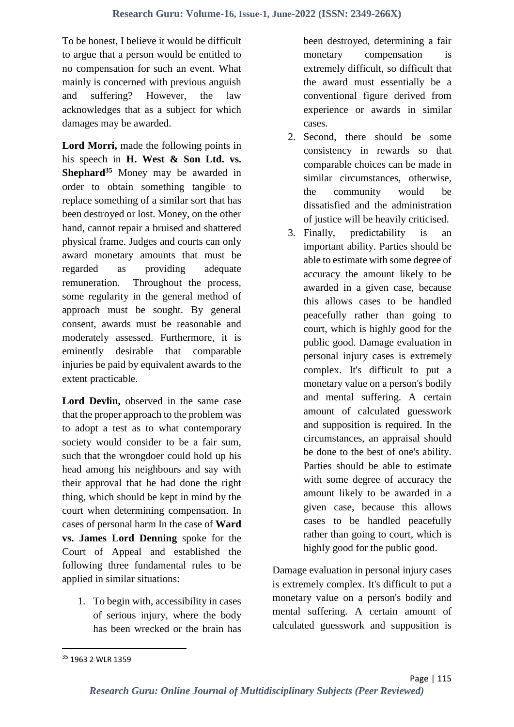To be honest, I believe it would be difficult to argue that a person would be entitled to no compensation for such an event. What mainly is concerned with previous anguish and suffering? However, the law acknowledges that as a subject for which damages may be awarded.

**Lord Morri,** made the following points in his speech in **H. West & Son Ltd. vs. Shephard**[35] Money may be awarded in order to obtain something tangible to replace something of a similar sort that has been destroyed or lost. Money, on the other hand, cannot repair a bruised and shattered physical frame. Judges and courts can only award monetary amounts that must be regarded as providing adequate remuneration. Throughout the process, some regularity in the general method of approach must be sought. By general consent, awards must be reasonable and moderately assessed. Furthermore, it is eminently desirable that comparable injuries be paid by equivalent awards to the extent practicable.

**Lord Devlin,** observed in the same case that the proper approach to the problem was to adopt a test as to what contemporary society would consider to be a fair sum, such that the wrongdoer could hold up his head among his neighbours and say with their approval that he had done the right thing, which should be kept in mind by the court when determining compensation. In cases of personal harm In the case of **Ward vs. James Lord Denning** spoke for the Court of Appeal and established the following three fundamental rules to be applied in similar situations:

1. To begin with, accessibility in cases of serious injury, where the body has been wrecked or the brain has been destroyed, determining a fair monetary compensation is extremely difficult, so difficult that the award must essentially be a conventional figure derived from experience or awards in similar cases.
2. Second, there should be some consistency in rewards so that comparable choices can be made in similar circumstances, otherwise, the community would be dissatisfied and the administration of justice will be heavily criticised.
3. Finally, predictability is an important ability. Parties should be able to estimate with some degree of accuracy the amount likely to be awarded in a given case, because this allows cases to be handled peacefully rather than going to court, which is highly good for the public good. Damage evaluation in personal injury cases is extremely complex. It's difficult to put a monetary value on a person's bodily and mental suffering. A certain amount of calculated guesswork and supposition is required. In the circumstances, an appraisal should be done to the best of one's ability. Parties should be able to estimate with some degree of accuracy the amount likely to be awarded in a given case, because this allows cases to be handled peacefully rather than going to court, which is highly good for the public good.

Damage evaluation in personal injury cases is extremely complex. It's difficult to put a monetary value on a person's bodily and mental suffering. A certain amount of calculated guesswork and supposition is

[35] 1963 2 WLR 1359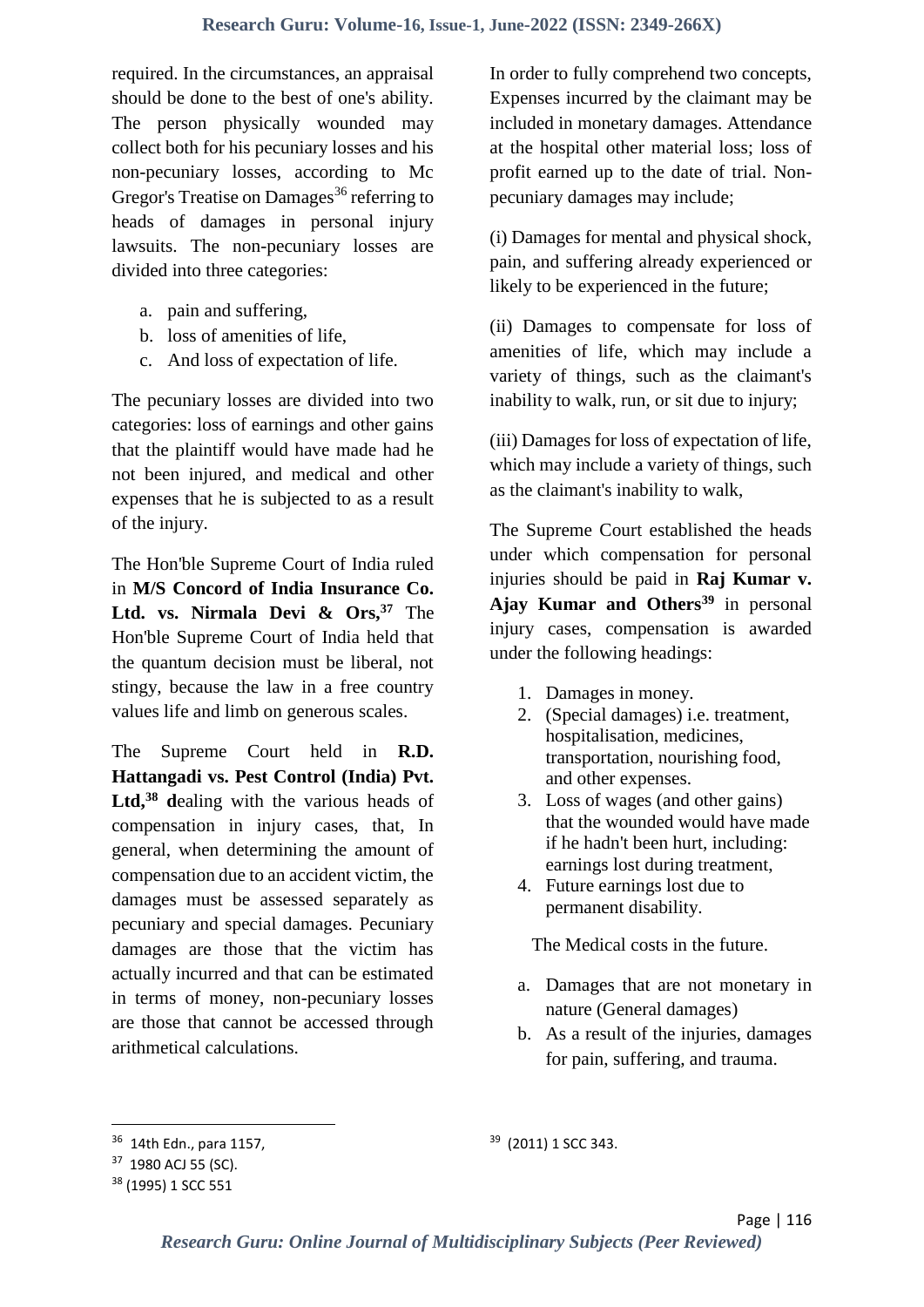required. In the circumstances, an appraisal should be done to the best of one's ability. The person physically wounded may collect both for his pecuniary losses and his non-pecuniary losses, according to Mc Gregor's Treatise on Damages[36] referring to heads of damages in personal injury lawsuits. The non-pecuniary losses are divided into three categories:

a. pain and suffering,
b. loss of amenities of life,
c. And loss of expectation of life.

The pecuniary losses are divided into two categories: loss of earnings and other gains that the plaintiff would have made had he not been injured, and medical and other expenses that he is subjected to as a result of the injury.

The Hon'ble Supreme Court of India ruled in **M/S Concord of India Insurance Co. Ltd. vs. Nirmala Devi & Ors,[37]** The Hon'ble Supreme Court of India held that the quantum decision must be liberal, not stingy, because the law in a free country values life and limb on generous scales.

The Supreme Court held in **R.D. Hattangadi vs. Pest Control (India) Pvt. Ltd,[38] d**ealing with the various heads of compensation in injury cases, that, In general, when determining the amount of compensation due to an accident victim, the damages must be assessed separately as pecuniary and special damages. Pecuniary damages are those that the victim has actually incurred and that can be estimated in terms of money, non-pecuniary losses are those that cannot be accessed through arithmetical calculations.

In order to fully comprehend two concepts, Expenses incurred by the claimant may be included in monetary damages. Attendance at the hospital other material loss; loss of profit earned up to the date of trial. Non-pecuniary damages may include;

(i) Damages for mental and physical shock, pain, and suffering already experienced or likely to be experienced in the future;

(ii) Damages to compensate for loss of amenities of life, which may include a variety of things, such as the claimant's inability to walk, run, or sit due to injury;

(iii) Damages for loss of expectation of life, which may include a variety of things, such as the claimant's inability to walk,

The Supreme Court established the heads under which compensation for personal injuries should be paid in **Raj Kumar v. Ajay Kumar and Others[39]** in personal injury cases, compensation is awarded under the following headings:

1. Damages in money.
2. (Special damages) i.e. treatment, hospitalisation, medicines, transportation, nourishing food, and other expenses.
3. Loss of wages (and other gains) that the wounded would have made if he hadn't been hurt, including: earnings lost during treatment,
4. Future earnings lost due to permanent disability.

The Medical costs in the future.

a. Damages that are not monetary in nature (General damages)
b. As a result of the injuries, damages for pain, suffering, and trauma.

---

[36] 14th Edn., para 1157,

[37] 1980 ACJ 55 (SC).

[38] (1995) 1 SCC 551

[39] (2011) 1 SCC 343.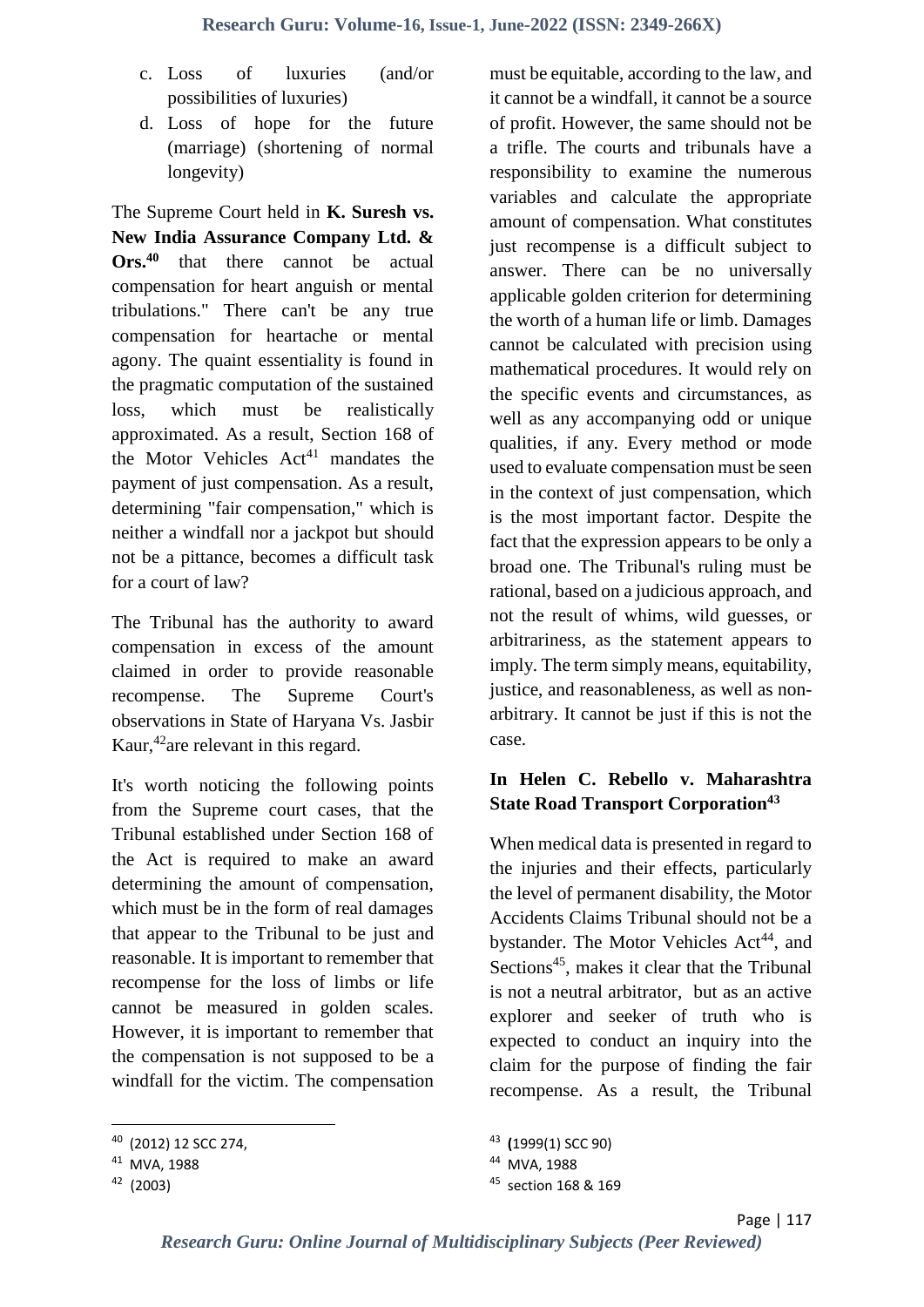c. Loss of luxuries (and/or possibilities of luxuries)
d. Loss of hope for the future (marriage) (shortening of normal longevity)

The Supreme Court held in **K. Suresh vs. New India Assurance Company Ltd. & Ors.**[40] that there cannot be actual compensation for heart anguish or mental tribulations." There can't be any true compensation for heartache or mental agony. The quaint essentiality is found in the pragmatic computation of the sustained loss, which must be realistically approximated. As a result, Section 168 of the Motor Vehicles Act[41] mandates the payment of just compensation. As a result, determining "fair compensation," which is neither a windfall nor a jackpot but should not be a pittance, becomes a difficult task for a court of law?

The Tribunal has the authority to award compensation in excess of the amount claimed in order to provide reasonable recompense. The Supreme Court's observations in State of Haryana Vs. Jasbir Kaur,[42]are relevant in this regard.

It's worth noticing the following points from the Supreme court cases, that the Tribunal established under Section 168 of the Act is required to make an award determining the amount of compensation, which must be in the form of real damages that appear to the Tribunal to be just and reasonable. It is important to remember that recompense for the loss of limbs or life cannot be measured in golden scales. However, it is important to remember that the compensation is not supposed to be a windfall for the victim. The compensation must be equitable, according to the law, and it cannot be a windfall, it cannot be a source of profit. However, the same should not be a trifle. The courts and tribunals have a responsibility to examine the numerous variables and calculate the appropriate amount of compensation. What constitutes just recompense is a difficult subject to answer. There can be no universally applicable golden criterion for determining the worth of a human life or limb. Damages cannot be calculated with precision using mathematical procedures. It would rely on the specific events and circumstances, as well as any accompanying odd or unique qualities, if any. Every method or mode used to evaluate compensation must be seen in the context of just compensation, which is the most important factor. Despite the fact that the expression appears to be only a broad one. The Tribunal's ruling must be rational, based on a judicious approach, and not the result of whims, wild guesses, or arbitrariness, as the statement appears to imply. The term simply means, equitability, justice, and reasonableness, as well as non-arbitrary. It cannot be just if this is not the case.

**In Helen C. Rebello v. Maharashtra State Road Transport Corporation**[43]

When medical data is presented in regard to the injuries and their effects, particularly the level of permanent disability, the Motor Accidents Claims Tribunal should not be a bystander. The Motor Vehicles Act[44], and Sections[45], makes it clear that the Tribunal is not a neutral arbitrator, but as an active explorer and seeker of truth who is expected to conduct an inquiry into the claim for the purpose of finding the fair recompense. As a result, the Tribunal

---

[40] (2012) 12 SCC 274,

[41] MVA, 1988

[42] (2003)

[43] (1999(1) SCC 90)

[44] MVA, 1988

[45] section 168 & 169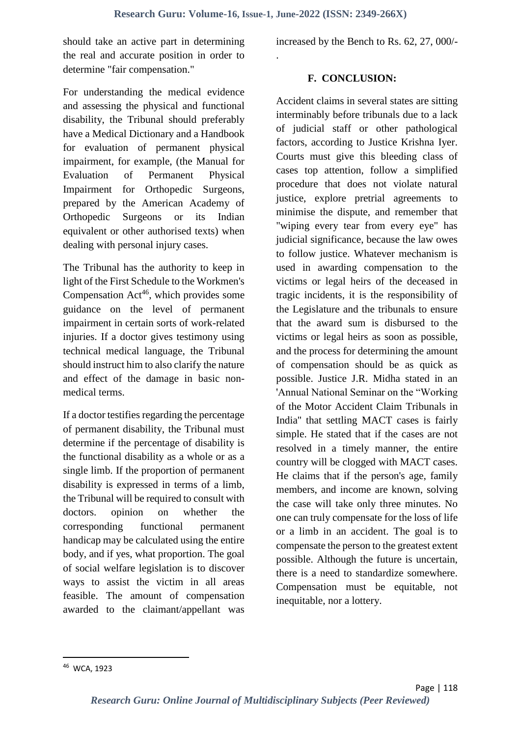should take an active part in determining the real and accurate position in order to determine "fair compensation."

For understanding the medical evidence and assessing the physical and functional disability, the Tribunal should preferably have a Medical Dictionary and a Handbook for evaluation of permanent physical impairment, for example, (the Manual for Evaluation of Permanent Physical Impairment for Orthopedic Surgeons, prepared by the American Academy of Orthopedic Surgeons or its Indian equivalent or other authorised texts) when dealing with personal injury cases.

The Tribunal has the authority to keep in light of the First Schedule to the Workmen's Compensation Act[46], which provides some guidance on the level of permanent impairment in certain sorts of work-related injuries. If a doctor gives testimony using technical medical language, the Tribunal should instruct him to also clarify the nature and effect of the damage in basic non-medical terms.

If a doctor testifies regarding the percentage of permanent disability, the Tribunal must determine if the percentage of disability is the functional disability as a whole or as a single limb. If the proportion of permanent disability is expressed in terms of a limb, the Tribunal will be required to consult with doctors. opinion on whether the corresponding functional permanent handicap may be calculated using the entire body, and if yes, what proportion. The goal of social welfare legislation is to discover ways to assist the victim in all areas feasible. The amount of compensation awarded to the claimant/appellant was increased by the Bench to Rs. 62, 27, 000/-.

## F. CONCLUSION:

Accident claims in several states are sitting interminably before tribunals due to a lack of judicial staff or other pathological factors, according to Justice Krishna Iyer. Courts must give this bleeding class of cases top attention, follow a simplified procedure that does not violate natural justice, explore pretrial agreements to minimise the dispute, and remember that "wiping every tear from every eye" has judicial significance, because the law owes to follow justice. Whatever mechanism is used in awarding compensation to the victims or legal heirs of the deceased in tragic incidents, it is the responsibility of the Legislature and the tribunals to ensure that the award sum is disbursed to the victims or legal heirs as soon as possible, and the process for determining the amount of compensation should be as quick as possible. Justice J.R. Midha stated in an 'Annual National Seminar on the "Working of the Motor Accident Claim Tribunals in India" that settling MACT cases is fairly simple. He stated that if the cases are not resolved in a timely manner, the entire country will be clogged with MACT cases. He claims that if the person's age, family members, and income are known, solving the case will take only three minutes. No one can truly compensate for the loss of life or a limb in an accident. The goal is to compensate the person to the greatest extent possible. Although the future is uncertain, there is a need to standardize somewhere. Compensation must be equitable, not inequitable, nor a lottery.

---

[46] WCA, 1923